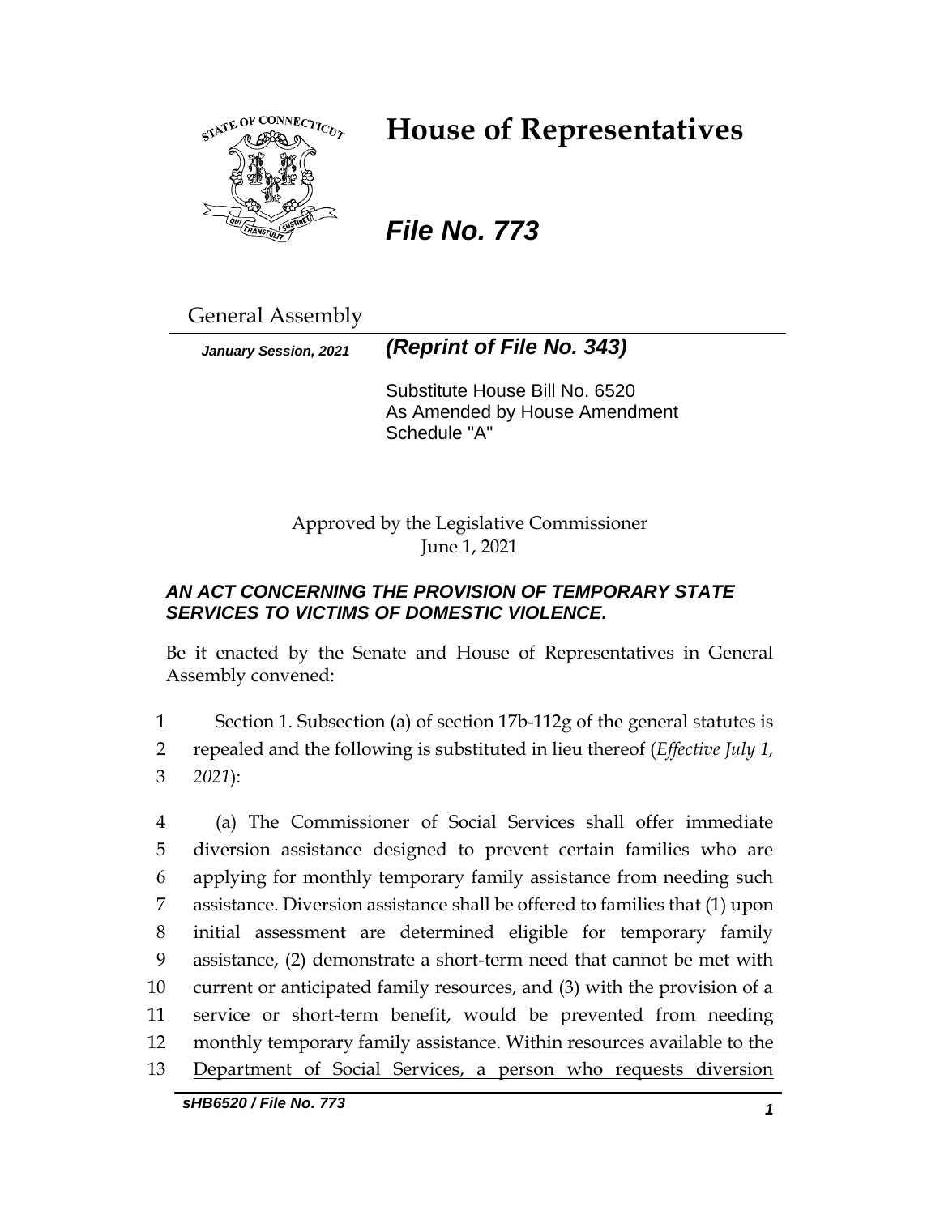# House of Representatives

***File No. 773***

General Assembly

***January Session, 2021*** ***(Reprint of File No. 343)***

Substitute House Bill No. 6520
As Amended by House Amendment Schedule "A"

Approved by the Legislative Commissioner
June 1, 2021

***AN ACT CONCERNING THE PROVISION OF TEMPORARY STATE SERVICES TO VICTIMS OF DOMESTIC VIOLENCE.***

Be it enacted by the Senate and House of Representatives in General Assembly convened:

1 Section 1. Subsection (a) of section 17b-112g of the general statutes is
2 repealed and the following is substituted in lieu thereof (*Effective July 1,*
3 *2021*):

4 (a) The Commissioner of Social Services shall offer immediate
5 diversion assistance designed to prevent certain families who are
6 applying for monthly temporary family assistance from needing such
7 assistance. Diversion assistance shall be offered to families that (1) upon
8 initial assessment are determined eligible for temporary family
9 assistance, (2) demonstrate a short-term need that cannot be met with
10 current or anticipated family resources, and (3) with the provision of a
11 service or short-term benefit, would be prevented from needing
12 monthly temporary family assistance. <u>Within resources available to the</u>
13 <u>Department of Social Services, a person who requests diversion</u>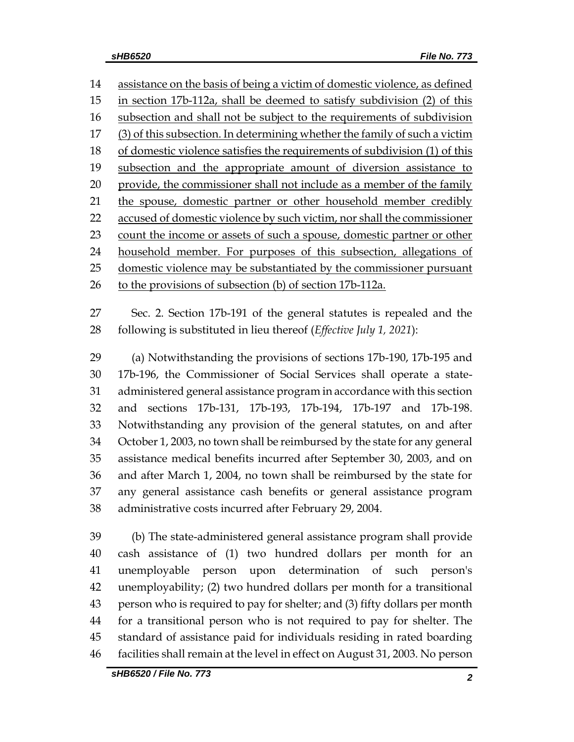assistance on the basis of being a victim of domestic violence, as defined in section 17b-112a, shall be deemed to satisfy subdivision (2) of this subsection and shall not be subject to the requirements of subdivision (3) of this subsection. In determining whether the family of such a victim of domestic violence satisfies the requirements of subdivision (1) of this subsection and the appropriate amount of diversion assistance to provide, the commissioner shall not include as a member of the family the spouse, domestic partner or other household member credibly accused of domestic violence by such victim, nor shall the commissioner count the income or assets of such a spouse, domestic partner or other household member. For purposes of this subsection, allegations of domestic violence may be substantiated by the commissioner pursuant to the provisions of subsection (b) of section 17b-112a.

Sec. 2. Section 17b-191 of the general statutes is repealed and the following is substituted in lieu thereof (*Effective July 1, 2021*):

(a) Notwithstanding the provisions of sections 17b-190, 17b-195 and 17b-196, the Commissioner of Social Services shall operate a state-administered general assistance program in accordance with this section and sections 17b-131, 17b-193, 17b-194, 17b-197 and 17b-198. Notwithstanding any provision of the general statutes, on and after October 1, 2003, no town shall be reimbursed by the state for any general assistance medical benefits incurred after September 30, 2003, and on and after March 1, 2004, no town shall be reimbursed by the state for any general assistance cash benefits or general assistance program administrative costs incurred after February 29, 2004.

(b) The state-administered general assistance program shall provide cash assistance of (1) two hundred dollars per month for an unemployable person upon determination of such person's unemployability; (2) two hundred dollars per month for a transitional person who is required to pay for shelter; and (3) fifty dollars per month for a transitional person who is not required to pay for shelter. The standard of assistance paid for individuals residing in rated boarding facilities shall remain at the level in effect on August 31, 2003. No person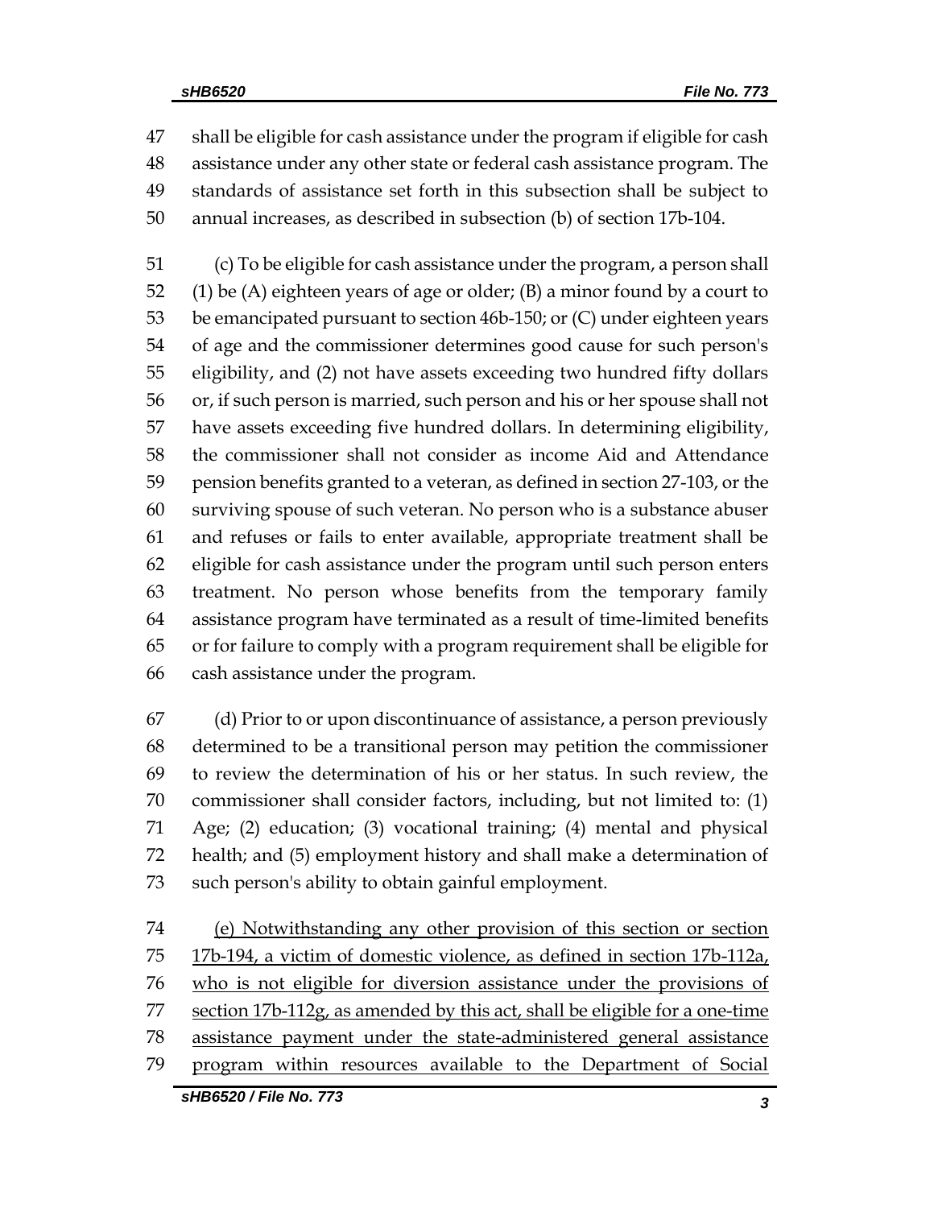shall be eligible for cash assistance under the program if eligible for cash assistance under any other state or federal cash assistance program. The standards of assistance set forth in this subsection shall be subject to annual increases, as described in subsection (b) of section 17b-104.

(c) To be eligible for cash assistance under the program, a person shall (1) be (A) eighteen years of age or older; (B) a minor found by a court to be emancipated pursuant to section 46b-150; or (C) under eighteen years of age and the commissioner determines good cause for such person's eligibility, and (2) not have assets exceeding two hundred fifty dollars or, if such person is married, such person and his or her spouse shall not have assets exceeding five hundred dollars. In determining eligibility, the commissioner shall not consider as income Aid and Attendance pension benefits granted to a veteran, as defined in section 27-103, or the surviving spouse of such veteran. No person who is a substance abuser and refuses or fails to enter available, appropriate treatment shall be eligible for cash assistance under the program until such person enters treatment. No person whose benefits from the temporary family assistance program have terminated as a result of time-limited benefits or for failure to comply with a program requirement shall be eligible for cash assistance under the program.

(d) Prior to or upon discontinuance of assistance, a person previously determined to be a transitional person may petition the commissioner to review the determination of his or her status. In such review, the commissioner shall consider factors, including, but not limited to: (1) Age; (2) education; (3) vocational training; (4) mental and physical health; and (5) employment history and shall make a determination of such person's ability to obtain gainful employment.

<u>(e) Notwithstanding any other provision of this section or section 17b-194, a victim of domestic violence, as defined in section 17b-112a, who is not eligible for diversion assistance under the provisions of section 17b-112g, as amended by this act, shall be eligible for a one-time assistance payment under the state-administered general assistance program within resources available to the Department of Social</u>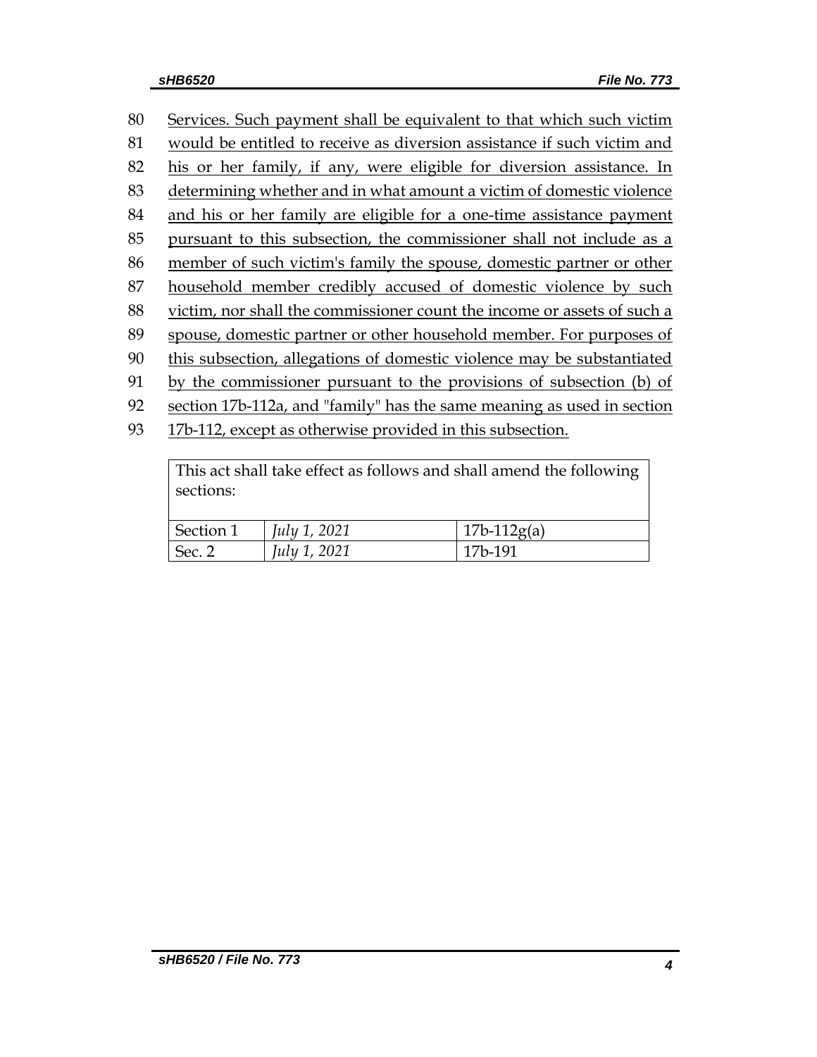80 Services. Such payment shall be equivalent to that which such victim
81 would be entitled to receive as diversion assistance if such victim and
82 his or her family, if any, were eligible for diversion assistance. In
83 determining whether and in what amount a victim of domestic violence
84 and his or her family are eligible for a one-time assistance payment
85 pursuant to this subsection, the commissioner shall not include as a
86 member of such victim's family the spouse, domestic partner or other
87 household member credibly accused of domestic violence by such
88 victim, nor shall the commissioner count the income or assets of such a
89 spouse, domestic partner or other household member. For purposes of
90 this subsection, allegations of domestic violence may be substantiated
91 by the commissioner pursuant to the provisions of subsection (b) of
92 section 17b-112a, and "family" has the same meaning as used in section
93 17b-112, except as otherwise provided in this subsection.

| This act shall take effect as follows and shall amend the following sections: | | |
|---|---|---|
| Section 1 | *July 1, 2021* | 17b-112g(a) |
| Sec. 2 | *July 1, 2021* | 17b-191 |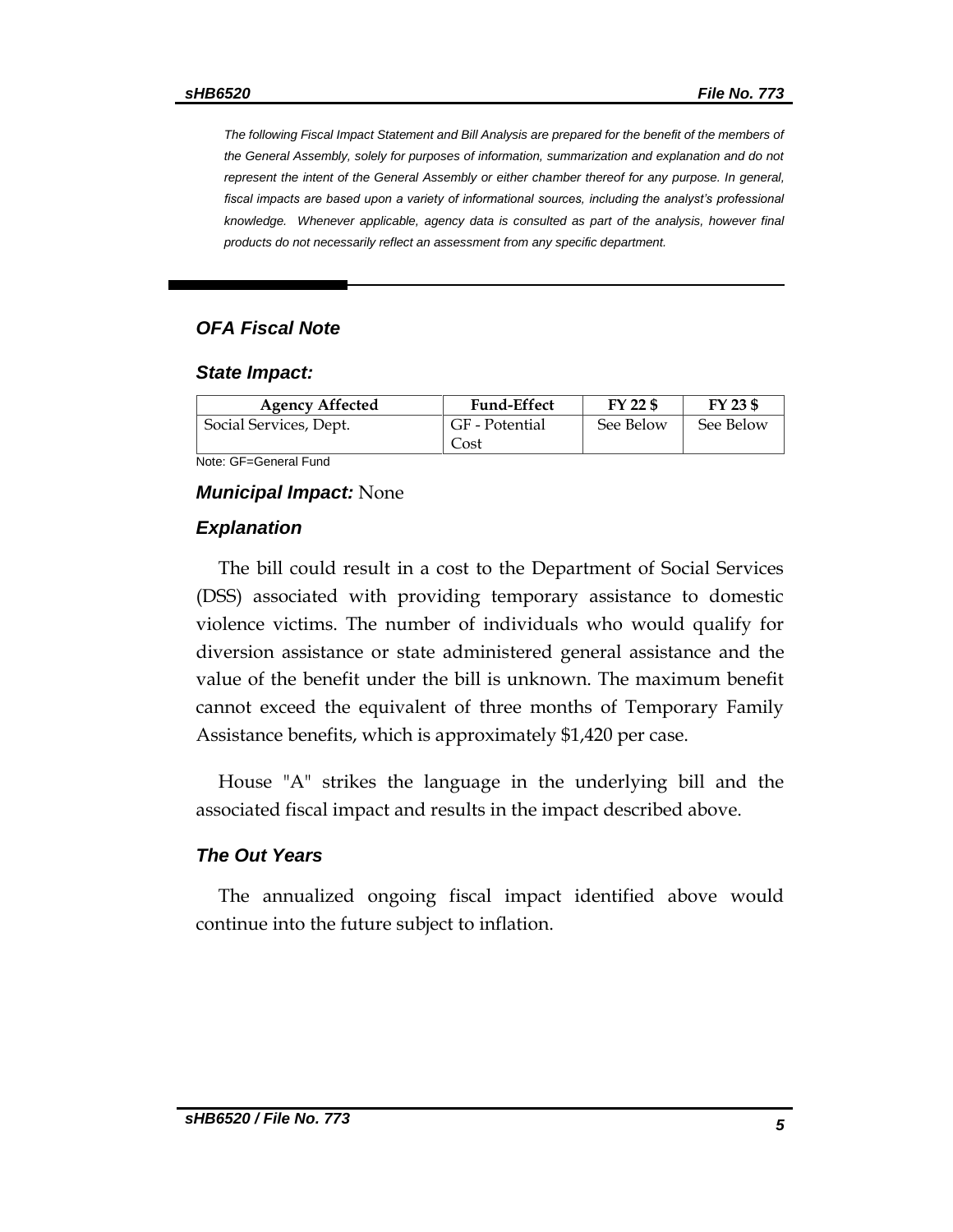*The following Fiscal Impact Statement and Bill Analysis are prepared for the benefit of the members of the General Assembly, solely for purposes of information, summarization and explanation and do not represent the intent of the General Assembly or either chamber thereof for any purpose. In general, fiscal impacts are based upon a variety of informational sources, including the analyst's professional knowledge. Whenever applicable, agency data is consulted as part of the analysis, however final products do not necessarily reflect an assessment from any specific department.*

## *OFA Fiscal Note*

### *State Impact:*

| Agency Affected | Fund-Effect | FY 22 $ | FY 23 $ |
|---|---|---|---|
| Social Services, Dept. | GF - Potential Cost | See Below | See Below |

Note: GF=General Fund

***Municipal Impact:*** None

### *Explanation*

The bill could result in a cost to the Department of Social Services (DSS) associated with providing temporary assistance to domestic violence victims. The number of individuals who would qualify for diversion assistance or state administered general assistance and the value of the benefit under the bill is unknown. The maximum benefit cannot exceed the equivalent of three months of Temporary Family Assistance benefits, which is approximately $1,420 per case.

House "A" strikes the language in the underlying bill and the associated fiscal impact and results in the impact described above.

### *The Out Years*

The annualized ongoing fiscal impact identified above would continue into the future subject to inflation.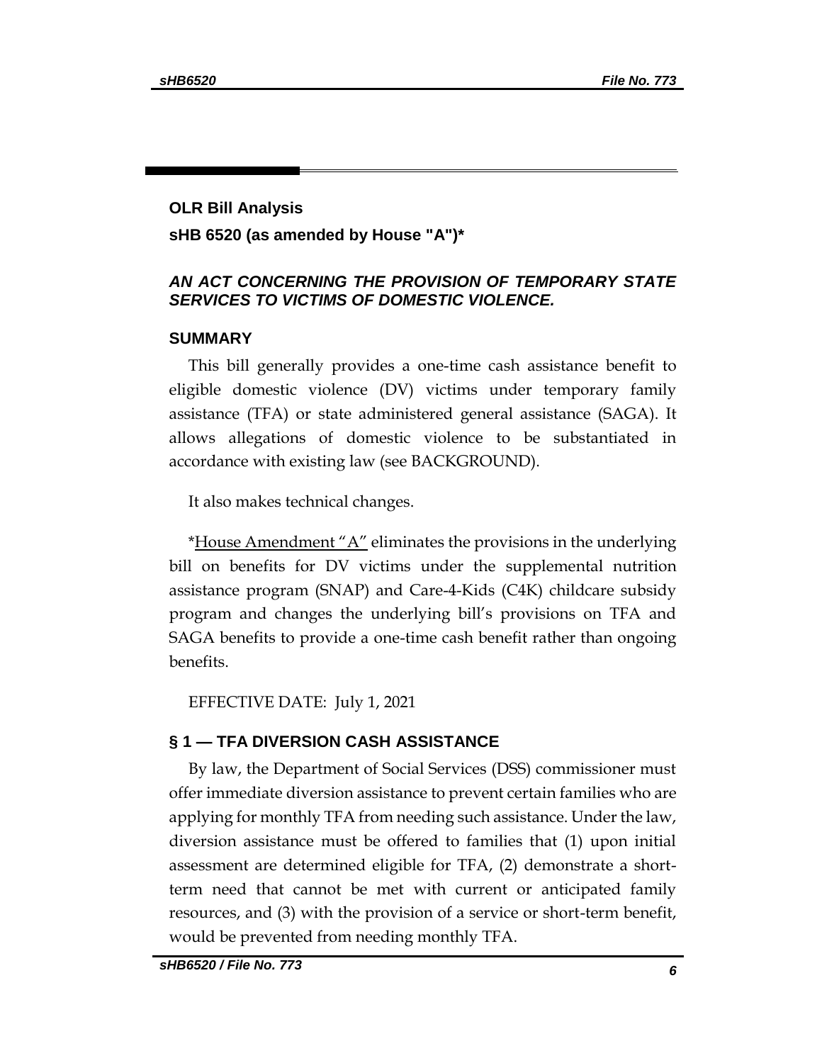## OLR Bill Analysis

**sHB 6520 (as amended by House "A")***

### *AN ACT CONCERNING THE PROVISION OF TEMPORARY STATE SERVICES TO VICTIMS OF DOMESTIC VIOLENCE.*

### SUMMARY

This bill generally provides a one-time cash assistance benefit to eligible domestic violence (DV) victims under temporary family assistance (TFA) or state administered general assistance (SAGA). It allows allegations of domestic violence to be substantiated in accordance with existing law (see BACKGROUND).

It also makes technical changes.

*House Amendment "A" eliminates the provisions in the underlying bill on benefits for DV victims under the supplemental nutrition assistance program (SNAP) and Care-4-Kids (C4K) childcare subsidy program and changes the underlying bill's provisions on TFA and SAGA benefits to provide a one-time cash benefit rather than ongoing benefits.

EFFECTIVE DATE: July 1, 2021

### § 1 — TFA DIVERSION CASH ASSISTANCE

By law, the Department of Social Services (DSS) commissioner must offer immediate diversion assistance to prevent certain families who are applying for monthly TFA from needing such assistance. Under the law, diversion assistance must be offered to families that (1) upon initial assessment are determined eligible for TFA, (2) demonstrate a short-term need that cannot be met with current or anticipated family resources, and (3) with the provision of a service or short-term benefit, would be prevented from needing monthly TFA.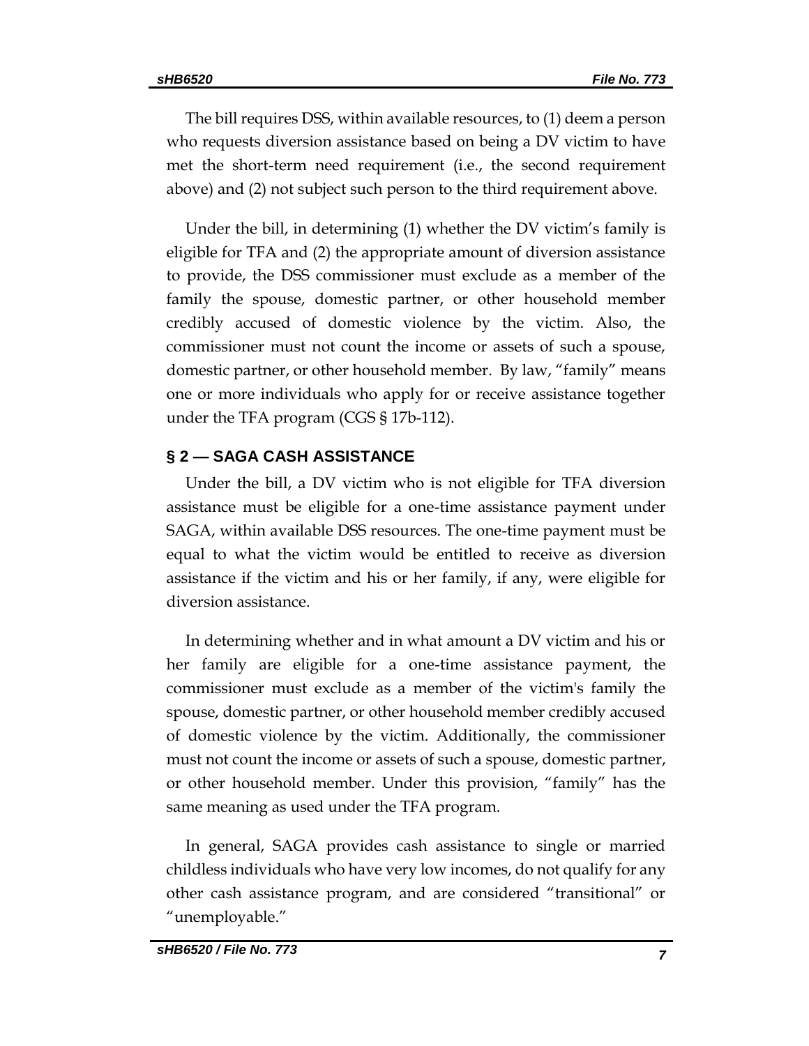The bill requires DSS, within available resources, to (1) deem a person who requests diversion assistance based on being a DV victim to have met the short-term need requirement (i.e., the second requirement above) and (2) not subject such person to the third requirement above.

Under the bill, in determining (1) whether the DV victim's family is eligible for TFA and (2) the appropriate amount of diversion assistance to provide, the DSS commissioner must exclude as a member of the family the spouse, domestic partner, or other household member credibly accused of domestic violence by the victim. Also, the commissioner must not count the income or assets of such a spouse, domestic partner, or other household member. By law, "family" means one or more individuals who apply for or receive assistance together under the TFA program (CGS § 17b-112).

## § 2 — SAGA CASH ASSISTANCE

Under the bill, a DV victim who is not eligible for TFA diversion assistance must be eligible for a one-time assistance payment under SAGA, within available DSS resources. The one-time payment must be equal to what the victim would be entitled to receive as diversion assistance if the victim and his or her family, if any, were eligible for diversion assistance.

In determining whether and in what amount a DV victim and his or her family are eligible for a one-time assistance payment, the commissioner must exclude as a member of the victim's family the spouse, domestic partner, or other household member credibly accused of domestic violence by the victim. Additionally, the commissioner must not count the income or assets of such a spouse, domestic partner, or other household member. Under this provision, "family" has the same meaning as used under the TFA program.

In general, SAGA provides cash assistance to single or married childless individuals who have very low incomes, do not qualify for any other cash assistance program, and are considered "transitional" or "unemployable."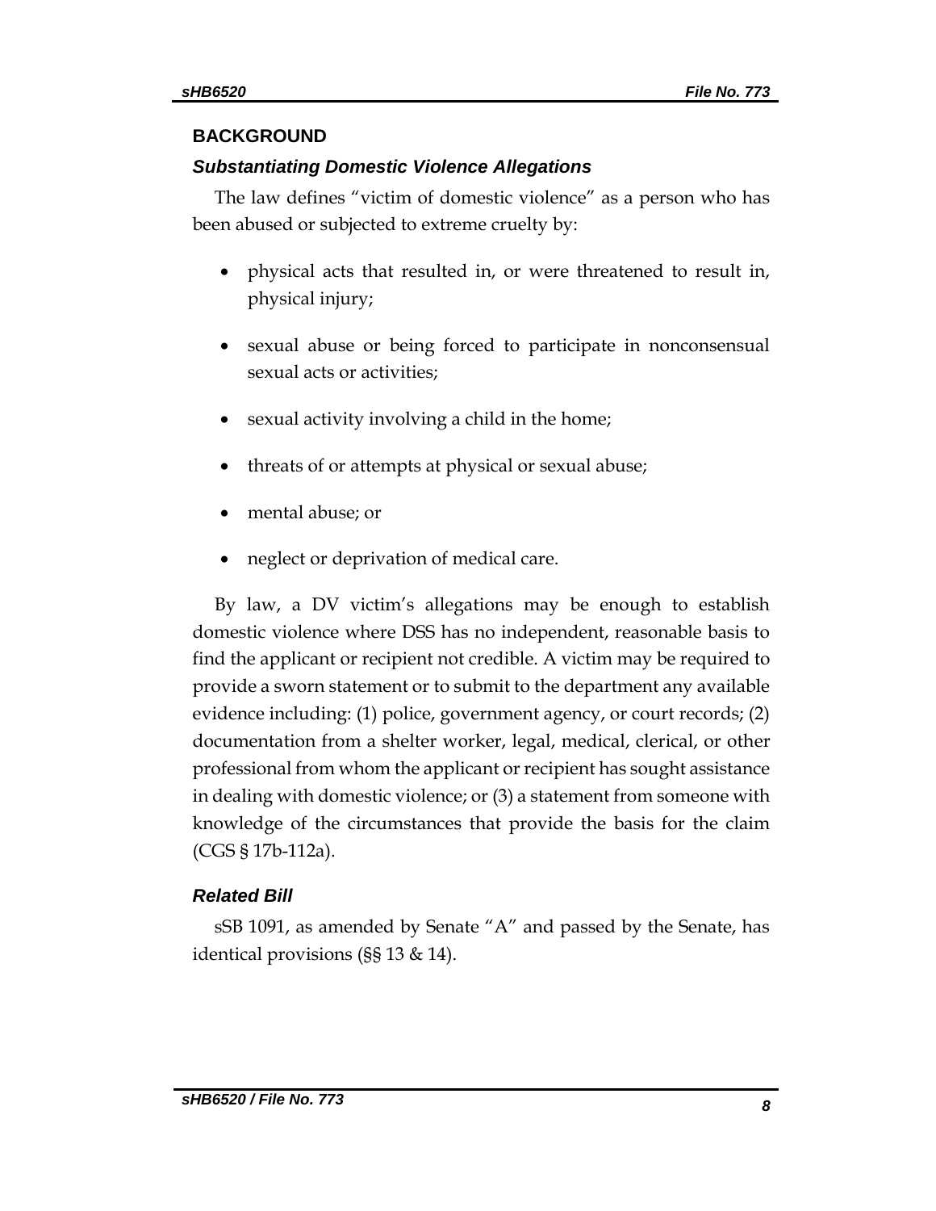## BACKGROUND

### *Substantiating Domestic Violence Allegations*

The law defines "victim of domestic violence" as a person who has been abused or subjected to extreme cruelty by:

- physical acts that resulted in, or were threatened to result in, physical injury;
- sexual abuse or being forced to participate in nonconsensual sexual acts or activities;
- sexual activity involving a child in the home;
- threats of or attempts at physical or sexual abuse;
- mental abuse; or
- neglect or deprivation of medical care.

By law, a DV victim's allegations may be enough to establish domestic violence where DSS has no independent, reasonable basis to find the applicant or recipient not credible. A victim may be required to provide a sworn statement or to submit to the department any available evidence including: (1) police, government agency, or court records; (2) documentation from a shelter worker, legal, medical, clerical, or other professional from whom the applicant or recipient has sought assistance in dealing with domestic violence; or (3) a statement from someone with knowledge of the circumstances that provide the basis for the claim (CGS § 17b-112a).

### *Related Bill*

sSB 1091, as amended by Senate "A" and passed by the Senate, has identical provisions (§§ 13 & 14).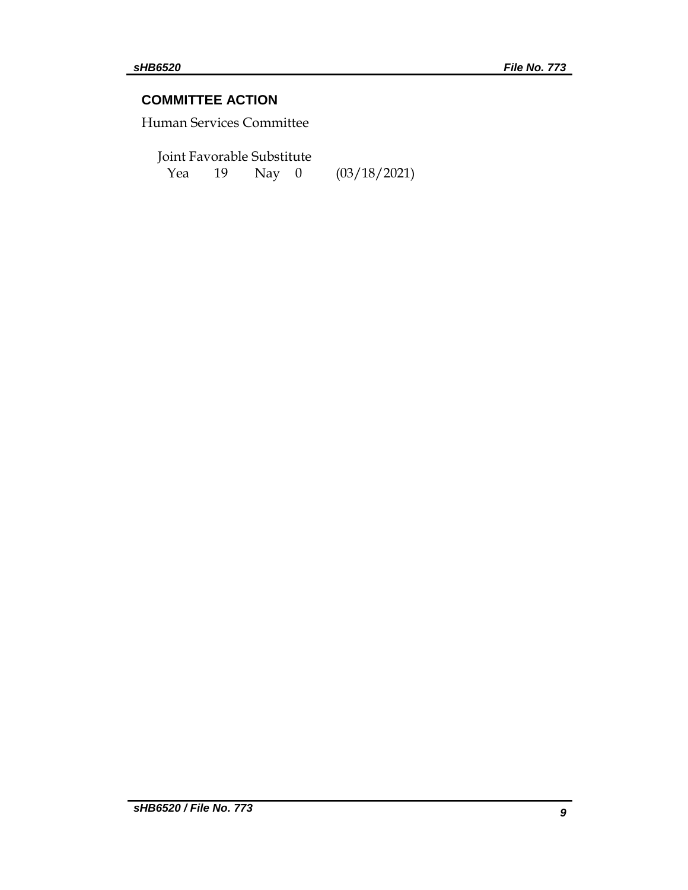## COMMITTEE ACTION

Human Services Committee

Joint Favorable Substitute

| | | | | |
|---|---|---|---|---|
| Yea | 19 | Nay | 0 | (03/18/2021) |